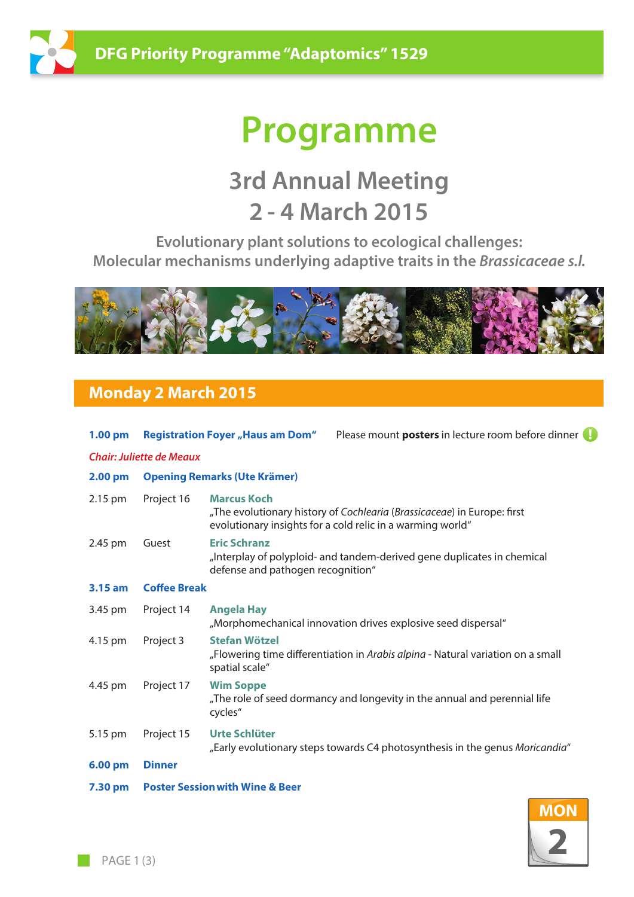DFG Priority Programme "Adaptomics" 1529

# Programme

## 3rd Annual Meeting
## 2 - 4 March 2015

**Evolutionary plant solutions to ecological challenges:**
**Molecular mechanisms underlying adaptive traits in the *Brassicaceae s.l.***

## Monday 2 March 2015

**1.00 pm** **Registration Foyer „Haus am Dom"** Please mount **posters** in lecture room before dinner !

*Chair: Juliette de Meaux*

**2.00 pm** **Opening Remarks (Ute Krämer)**

2.15 pm Project 16 **Marcus Koch**
„The evolutionary history of *Cochlearia* (*Brassicaceae*) in Europe: first evolutionary insights for a cold relic in a warming world"

2.45 pm Guest **Eric Schranz**
„Interplay of polyploid- and tandem-derived gene duplicates in chemical defense and pathogen recognition"

**3.15 am** **Coffee Break**

3.45 pm Project 14 **Angela Hay**
„Morphomechanical innovation drives explosive seed dispersal"

4.15 pm Project 3 **Stefan Wötzel**
„Flowering time differentiation in *Arabis alpina* - Natural variation on a small spatial scale"

4.45 pm Project 17 **Wim Soppe**
„The role of seed dormancy and longevity in the annual and perennial life cycles"

5.15 pm Project 15 **Urte Schlüter**
„Early evolutionary steps towards C4 photosynthesis in the genus *Moricandia*"

**6.00 pm** **Dinner**

**7.30 pm** **Poster Session with Wine & Beer**

MON 2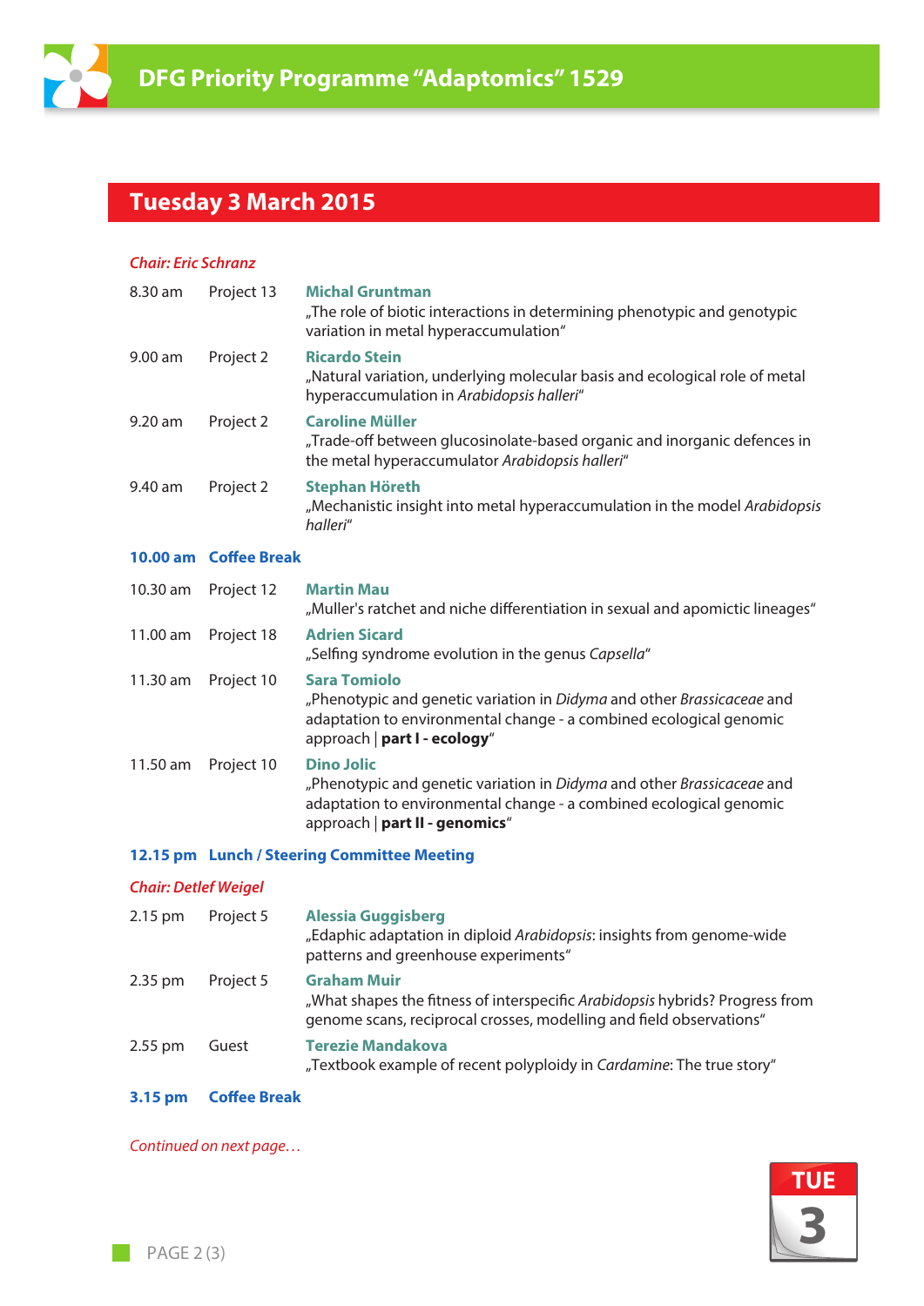# DFG Priority Programme "Adaptomics" 1529

## Tuesday 3 March 2015

*Chair: Eric Schranz*

| | | |
|---|---|---|
| 8.30 am | Project 13 | **Michal Gruntman**<br>„The role of biotic interactions in determining phenotypic and genotypic variation in metal hyperaccumulation" |
| 9.00 am | Project 2 | **Ricardo Stein**<br>„Natural variation, underlying molecular basis and ecological role of metal hyperaccumulation in *Arabidopsis halleri*" |
| 9.20 am | Project 2 | **Caroline Müller**<br>„Trade-off between glucosinolate-based organic and inorganic defences in the metal hyperaccumulator *Arabidopsis halleri*" |
| 9.40 am | Project 2 | **Stephan Höreth**<br>„Mechanistic insight into metal hyperaccumulation in the model *Arabidopsis halleri*" |
| **10.00 am** | **Coffee Break** | |
| 10.30 am | Project 12 | **Martin Mau**<br>„Muller's ratchet and niche differentiation in sexual and apomictic lineages" |
| 11.00 am | Project 18 | **Adrien Sicard**<br>„Selfing syndrome evolution in the genus *Capsella*" |
| 11.30 am | Project 10 | **Sara Tomiolo**<br>„Phenotypic and genetic variation in *Didyma* and other *Brassicaceae* and adaptation to environmental change - a combined ecological genomic approach \| **part I - ecology**" |
| 11.50 am | Project 10 | **Dino Jolic**<br>„Phenotypic and genetic variation in *Didyma* and other *Brassicaceae* and adaptation to environmental change - a combined ecological genomic approach \| **part II - genomics**" |
| **12.15 pm** | **Lunch / Steering Committee Meeting** | |

*Chair: Detlef Weigel*

| | | |
|---|---|---|
| 2.15 pm | Project 5 | **Alessia Guggisberg**<br>„Edaphic adaptation in diploid *Arabidopsis*: insights from genome-wide patterns and greenhouse experiments" |
| 2.35 pm | Project 5 | **Graham Muir**<br>„What shapes the fitness of interspecific *Arabidopsis* hybrids? Progress from genome scans, reciprocal crosses, modelling and field observations" |
| 2.55 pm | Guest | **Terezie Mandakova**<br>„Textbook example of recent polyploidy in *Cardamine*: The true story" |
| **3.15 pm** | **Coffee Break** | |

*Continued on next page…*

TUE 3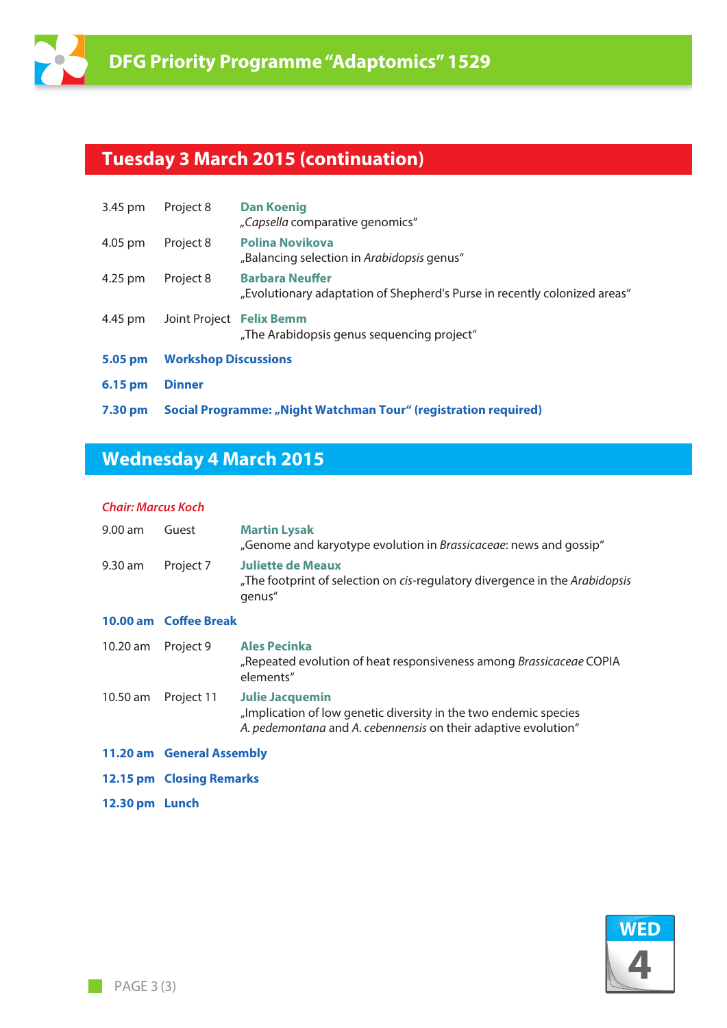# DFG Priority Programme "Adaptomics" 1529

## Tuesday 3 March 2015 (continuation)

| | | |
|---|---|---|
| 3.45 pm | Project 8 | **Dan Koenig**<br>„*Capsella* comparative genomics" |
| 4.05 pm | Project 8 | **Polina Novikova**<br>„Balancing selection in *Arabidopsis* genus" |
| 4.25 pm | Project 8 | **Barbara Neuffer**<br>„Evolutionary adaptation of Shepherd's Purse in recently colonized areas" |
| 4.45 pm | Joint Project | **Felix Bemm**<br>„The Arabidopsis genus sequencing project" |
| **5.05 pm** | **Workshop Discussions** | |
| **6.15 pm** | **Dinner** | |
| **7.30 pm** | **Social Programme: „Night Watchman Tour" (registration required)** | |

## Wednesday 4 March 2015

*Chair: Marcus Koch*

| | | |
|---|---|---|
| 9.00 am | Guest | **Martin Lysak**<br>„Genome and karyotype evolution in *Brassicaceae*: news and gossip" |
| 9.30 am | Project 7 | **Juliette de Meaux**<br>„The footprint of selection on *cis*-regulatory divergence in the *Arabidopsis* genus" |
| **10.00 am** | **Coffee Break** | |
| 10.20 am | Project 9 | **Ales Pecinka**<br>„Repeated evolution of heat responsiveness among *Brassicaceae* COPIA elements" |
| 10.50 am | Project 11 | **Julie Jacquemin**<br>„Implication of low genetic diversity in the two endemic species *A. pedemontana* and *A. cebennensis* on their adaptive evolution" |
| **11.20 am** | **General Assembly** | |
| **12.15 pm** | **Closing Remarks** | |
| **12.30 pm** | **Lunch** | |

WED 4